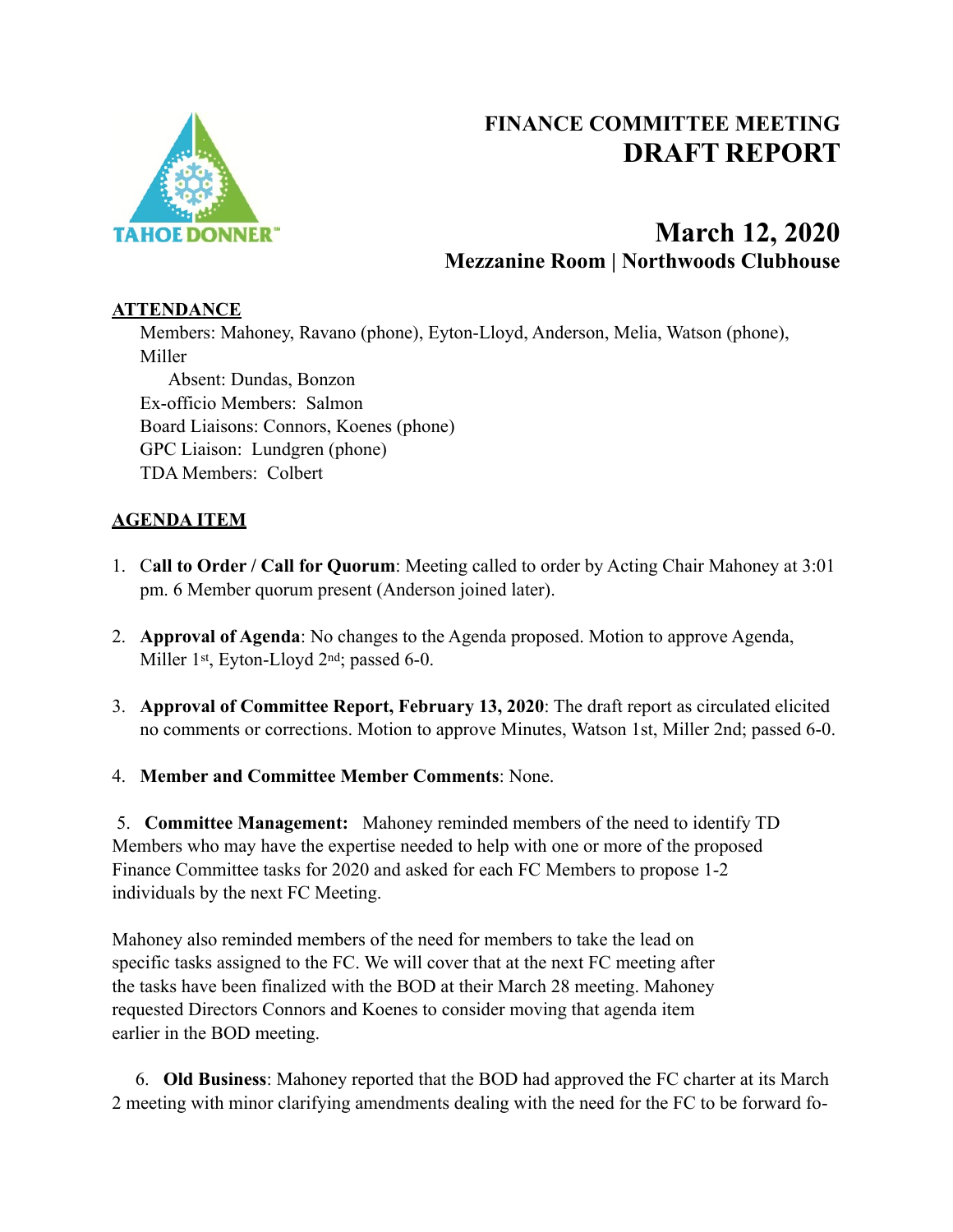# FINANCE COMMITTEE MEETING
# DRAFT REPORT

## March 12, 2020
### Mezzanine Room | Northwoods Clubhouse

**ATTENDANCE**

Members: Mahoney, Ravano (phone), Eyton-Lloyd, Anderson, Melia, Watson (phone), Miller

Absent: Dundas, Bonzon

Ex-officio Members: Salmon

Board Liaisons: Connors, Koenes (phone)

GPC Liaison: Lundgren (phone)

TDA Members: Colbert

**AGENDA ITEM**

1. **Call to Order / Call for Quorum**: Meeting called to order by Acting Chair Mahoney at 3:01 pm. 6 Member quorum present (Anderson joined later).

2. **Approval of Agenda**: No changes to the Agenda proposed. Motion to approve Agenda, Miller 1st, Eyton-Lloyd 2nd; passed 6-0.

3. **Approval of Committee Report, February 13, 2020**: The draft report as circulated elicited no comments or corrections. Motion to approve Minutes, Watson 1st, Miller 2nd; passed 6-0.

4. **Member and Committee Member Comments**: None.

5. **Committee Management:** Mahoney reminded members of the need to identify TD Members who may have the expertise needed to help with one or more of the proposed Finance Committee tasks for 2020 and asked for each FC Members to propose 1-2 individuals by the next FC Meeting.

Mahoney also reminded members of the need for members to take the lead on specific tasks assigned to the FC. We will cover that at the next FC meeting after the tasks have been finalized with the BOD at their March 28 meeting. Mahoney requested Directors Connors and Koenes to consider moving that agenda item earlier in the BOD meeting.

6. **Old Business**: Mahoney reported that the BOD had approved the FC charter at its March 2 meeting with minor clarifying amendments dealing with the need for the FC to be forward fo-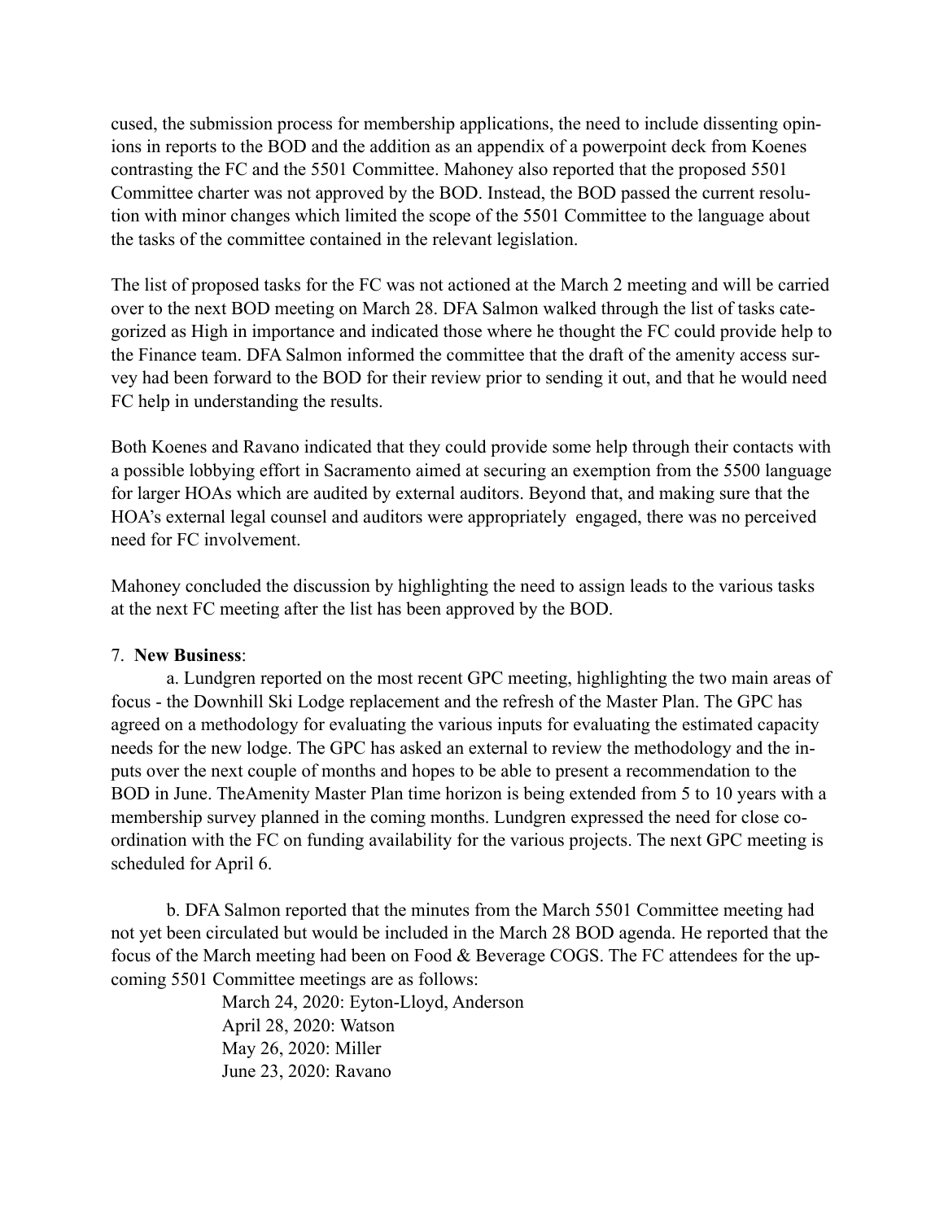cused, the submission process for membership applications, the need to include dissenting opinions in reports to the BOD and the addition as an appendix of a powerpoint deck from Koenes contrasting the FC and the 5501 Committee. Mahoney also reported that the proposed 5501 Committee charter was not approved by the BOD. Instead, the BOD passed the current resolution with minor changes which limited the scope of the 5501 Committee to the language about the tasks of the committee contained in the relevant legislation.

The list of proposed tasks for the FC was not actioned at the March 2 meeting and will be carried over to the next BOD meeting on March 28. DFA Salmon walked through the list of tasks categorized as High in importance and indicated those where he thought the FC could provide help to the Finance team. DFA Salmon informed the committee that the draft of the amenity access survey had been forward to the BOD for their review prior to sending it out, and that he would need FC help in understanding the results.

Both Koenes and Ravano indicated that they could provide some help through their contacts with a possible lobbying effort in Sacramento aimed at securing an exemption from the 5500 language for larger HOAs which are audited by external auditors. Beyond that, and making sure that the HOA's external legal counsel and auditors were appropriately engaged, there was no perceived need for FC involvement.

Mahoney concluded the discussion by highlighting the need to assign leads to the various tasks at the next FC meeting after the list has been approved by the BOD.

7. **New Business**:

a. Lundgren reported on the most recent GPC meeting, highlighting the two main areas of focus - the Downhill Ski Lodge replacement and the refresh of the Master Plan. The GPC has agreed on a methodology for evaluating the various inputs for evaluating the estimated capacity needs for the new lodge. The GPC has asked an external to review the methodology and the inputs over the next couple of months and hopes to be able to present a recommendation to the BOD in June. TheAmenity Master Plan time horizon is being extended from 5 to 10 years with a membership survey planned in the coming months. Lundgren expressed the need for close coordination with the FC on funding availability for the various projects. The next GPC meeting is scheduled for April 6.

b. DFA Salmon reported that the minutes from the March 5501 Committee meeting had not yet been circulated but would be included in the March 28 BOD agenda. He reported that the focus of the March meeting had been on Food & Beverage COGS. The FC attendees for the upcoming 5501 Committee meetings are as follows:

March 24, 2020: Eyton-Lloyd, Anderson
April 28, 2020: Watson
May 26, 2020: Miller
June 23, 2020: Ravano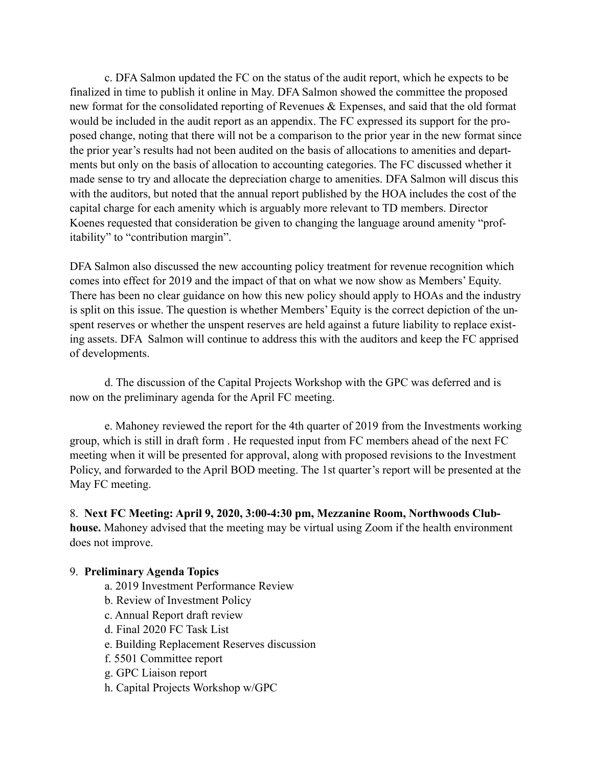c. DFA Salmon updated the FC on the status of the audit report, which he expects to be finalized in time to publish it online in May. DFA Salmon showed the committee the proposed new format for the consolidated reporting of Revenues & Expenses, and said that the old format would be included in the audit report as an appendix. The FC expressed its support for the proposed change, noting that there will not be a comparison to the prior year in the new format since the prior year's results had not been audited on the basis of allocations to amenities and departments but only on the basis of allocation to accounting categories. The FC discussed whether it made sense to try and allocate the depreciation charge to amenities. DFA Salmon will discus this with the auditors, but noted that the annual report published by the HOA includes the cost of the capital charge for each amenity which is arguably more relevant to TD members. Director Koenes requested that consideration be given to changing the language around amenity "profitability" to "contribution margin".

DFA Salmon also discussed the new accounting policy treatment for revenue recognition which comes into effect for 2019 and the impact of that on what we now show as Members' Equity. There has been no clear guidance on how this new policy should apply to HOAs and the industry is split on this issue. The question is whether Members' Equity is the correct depiction of the unspent reserves or whether the unspent reserves are held against a future liability to replace existing assets. DFA Salmon will continue to address this with the auditors and keep the FC apprised of developments.

d. The discussion of the Capital Projects Workshop with the GPC was deferred and is now on the preliminary agenda for the April FC meeting.

e. Mahoney reviewed the report for the 4th quarter of 2019 from the Investments working group, which is still in draft form . He requested input from FC members ahead of the next FC meeting when it will be presented for approval, along with proposed revisions to the Investment Policy, and forwarded to the April BOD meeting. The 1st quarter's report will be presented at the May FC meeting.

8. **Next FC Meeting: April 9, 2020, 3:00-4:30 pm, Mezzanine Room, Northwoods Clubhouse.** Mahoney advised that the meeting may be virtual using Zoom if the health environment does not improve.

9. **Preliminary Agenda Topics**

   a. 2019 Investment Performance Review
   b. Review of Investment Policy
   c. Annual Report draft review
   d. Final 2020 FC Task List
   e. Building Replacement Reserves discussion
   f. 5501 Committee report
   g. GPC Liaison report
   h. Capital Projects Workshop w/GPC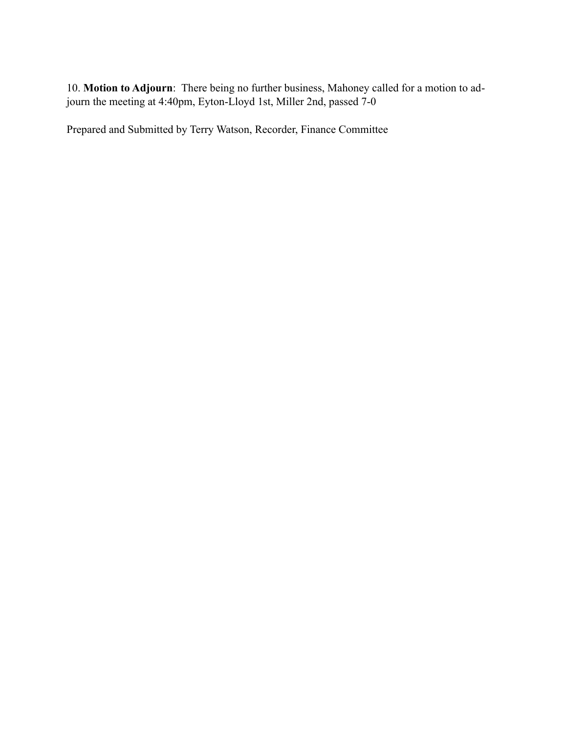10. **Motion to Adjourn**: There being no further business, Mahoney called for a motion to adjourn the meeting at 4:40pm, Eyton-Lloyd 1st, Miller 2nd, passed 7-0

Prepared and Submitted by Terry Watson, Recorder, Finance Committee